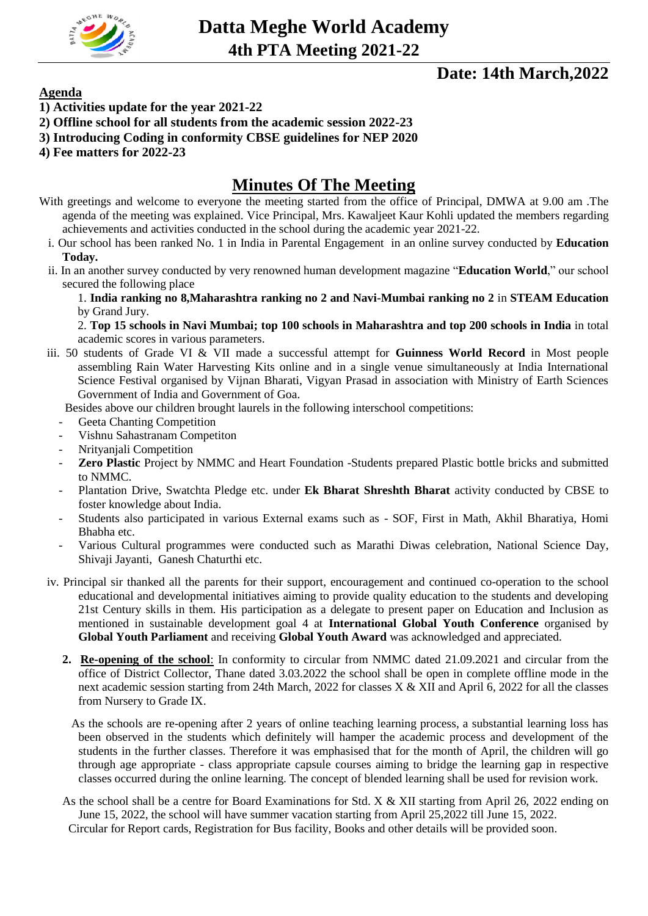# Datta Meghe World Academy

## 4th PTA Meeting 2021-22

**Date: 14th March,2022**

**Agenda**

**1) Activities update for the year 2021-22**

**2) Offline school for all students from the academic session 2022-23**

**3) Introducing Coding in conformity CBSE guidelines for NEP 2020**

**4) Fee matters for 2022-23**

## Minutes Of The Meeting

With greetings and welcome to everyone the meeting started from the office of Principal, DMWA at 9.00 am .The agenda of the meeting was explained. Vice Principal, Mrs. Kawaljeet Kaur Kohli updated the members regarding achievements and activities conducted in the school during the academic year 2021-22.

i. Our school has been ranked No. 1 in India in Parental Engagement in an online survey conducted by **Education Today.**

ii. In an another survey conducted by very renowned human development magazine "**Education World**," our school secured the following place

1. **India ranking no 8,Maharashtra ranking no 2 and Navi-Mumbai ranking no 2** in **STEAM Education** by Grand Jury.

2. **Top 15 schools in Navi Mumbai; top 100 schools in Maharashtra and top 200 schools in India** in total academic scores in various parameters.

iii. 50 students of Grade VI & VII made a successful attempt for **Guinness World Record** in Most people assembling Rain Water Harvesting Kits online and in a single venue simultaneously at India International Science Festival organised by Vijnan Bharati, Vigyan Prasad in association with Ministry of Earth Sciences Government of India and Government of Goa.

Besides above our children brought laurels in the following interschool competitions:

- Geeta Chanting Competition
- Vishnu Sahastranam Competiton
- Nrityanjali Competition
- **Zero Plastic** Project by NMMC and Heart Foundation -Students prepared Plastic bottle bricks and submitted to NMMC.
- Plantation Drive, Swatchta Pledge etc. under **Ek Bharat Shreshth Bharat** activity conducted by CBSE to foster knowledge about India.
- Students also participated in various External exams such as - SOF, First in Math, Akhil Bharatiya, Homi Bhabha etc.
- Various Cultural programmes were conducted such as Marathi Diwas celebration, National Science Day, Shivaji Jayanti, Ganesh Chaturthi etc.

iv. Principal sir thanked all the parents for their support, encouragement and continued co-operation to the school educational and developmental initiatives aiming to provide quality education to the students and developing 21st Century skills in them. His participation as a delegate to present paper on Education and Inclusion as mentioned in sustainable development goal 4 at **International Global Youth Conference** organised by **Global Youth Parliament** and receiving **Global Youth Award** was acknowledged and appreciated.

2. **Re-opening of the school**: In conformity to circular from NMMC dated 21.09.2021 and circular from the office of District Collector, Thane dated 3.03.2022 the school shall be open in complete offline mode in the next academic session starting from 24th March, 2022 for classes X & XII and April 6, 2022 for all the classes from Nursery to Grade IX.

As the schools are re-opening after 2 years of online teaching learning process, a substantial learning loss has been observed in the students which definitely will hamper the academic process and development of the students in the further classes. Therefore it was emphasised that for the month of April, the children will go through age appropriate - class appropriate capsule courses aiming to bridge the learning gap in respective classes occurred during the online learning. The concept of blended learning shall be used for revision work.

As the school shall be a centre for Board Examinations for Std. X & XII starting from April 26, 2022 ending on June 15, 2022, the school will have summer vacation starting from April 25,2022 till June 15, 2022.

Circular for Report cards, Registration for Bus facility, Books and other details will be provided soon.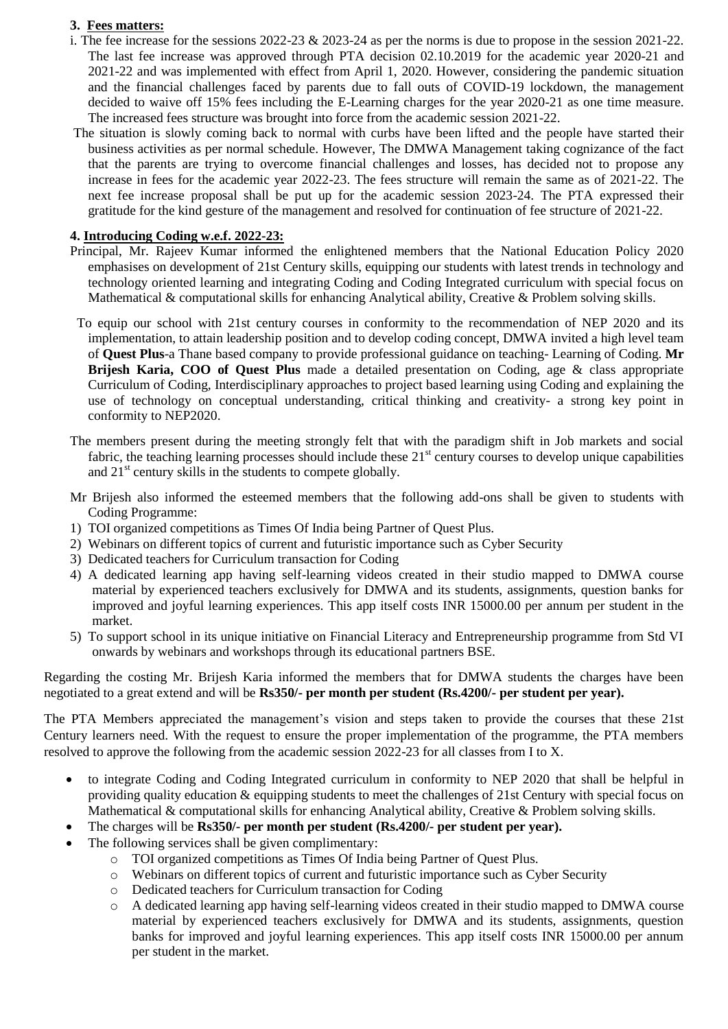### 3. Fees matters:

i. The fee increase for the sessions 2022-23 & 2023-24 as per the norms is due to propose in the session 2021-22. The last fee increase was approved through PTA decision 02.10.2019 for the academic year 2020-21 and 2021-22 and was implemented with effect from April 1, 2020. However, considering the pandemic situation and the financial challenges faced by parents due to fall outs of COVID-19 lockdown, the management decided to waive off 15% fees including the E-Learning charges for the year 2020-21 as one time measure. The increased fees structure was brought into force from the academic session 2021-22.

The situation is slowly coming back to normal with curbs have been lifted and the people have started their business activities as per normal schedule. However, The DMWA Management taking cognizance of the fact that the parents are trying to overcome financial challenges and losses, has decided not to propose any increase in fees for the academic year 2022-23. The fees structure will remain the same as of 2021-22. The next fee increase proposal shall be put up for the academic session 2023-24. The PTA expressed their gratitude for the kind gesture of the management and resolved for continuation of fee structure of 2021-22.

### 4. Introducing Coding w.e.f. 2022-23:

Principal, Mr. Rajeev Kumar informed the enlightened members that the National Education Policy 2020 emphasises on development of 21st Century skills, equipping our students with latest trends in technology and technology oriented learning and integrating Coding and Coding Integrated curriculum with special focus on Mathematical & computational skills for enhancing Analytical ability, Creative & Problem solving skills.

To equip our school with 21st century courses in conformity to the recommendation of NEP 2020 and its implementation, to attain leadership position and to develop coding concept, DMWA invited a high level team of **Quest Plus**-a Thane based company to provide professional guidance on teaching- Learning of Coding. **Mr Brijesh Karia, COO of Quest Plus** made a detailed presentation on Coding, age & class appropriate Curriculum of Coding, Interdisciplinary approaches to project based learning using Coding and explaining the use of technology on conceptual understanding, critical thinking and creativity- a strong key point in conformity to NEP2020.

The members present during the meeting strongly felt that with the paradigm shift in Job markets and social fabric, the teaching learning processes should include these 21st century courses to develop unique capabilities and 21st century skills in the students to compete globally.

Mr Brijesh also informed the esteemed members that the following add-ons shall be given to students with Coding Programme:

1) TOI organized competitions as Times Of India being Partner of Quest Plus.
2) Webinars on different topics of current and futuristic importance such as Cyber Security
3) Dedicated teachers for Curriculum transaction for Coding
4) A dedicated learning app having self-learning videos created in their studio mapped to DMWA course material by experienced teachers exclusively for DMWA and its students, assignments, question banks for improved and joyful learning experiences. This app itself costs INR 15000.00 per annum per student in the market.
5) To support school in its unique initiative on Financial Literacy and Entrepreneurship programme from Std VI onwards by webinars and workshops through its educational partners BSE.

Regarding the costing Mr. Brijesh Karia informed the members that for DMWA students the charges have been negotiated to a great extend and will be **Rs350/- per month per student (Rs.4200/- per student per year).**

The PTA Members appreciated the management's vision and steps taken to provide the courses that these 21st Century learners need. With the request to ensure the proper implementation of the programme, the PTA members resolved to approve the following from the academic session 2022-23 for all classes from I to X.

- to integrate Coding and Coding Integrated curriculum in conformity to NEP 2020 that shall be helpful in providing quality education & equipping students to meet the challenges of 21st Century with special focus on Mathematical & computational skills for enhancing Analytical ability, Creative & Problem solving skills.
- The charges will be **Rs350/- per month per student (Rs.4200/- per student per year).**
- The following services shall be given complimentary:
  - TOI organized competitions as Times Of India being Partner of Quest Plus.
  - Webinars on different topics of current and futuristic importance such as Cyber Security
  - Dedicated teachers for Curriculum transaction for Coding
  - A dedicated learning app having self-learning videos created in their studio mapped to DMWA course material by experienced teachers exclusively for DMWA and its students, assignments, question banks for improved and joyful learning experiences. This app itself costs INR 15000.00 per annum per student in the market.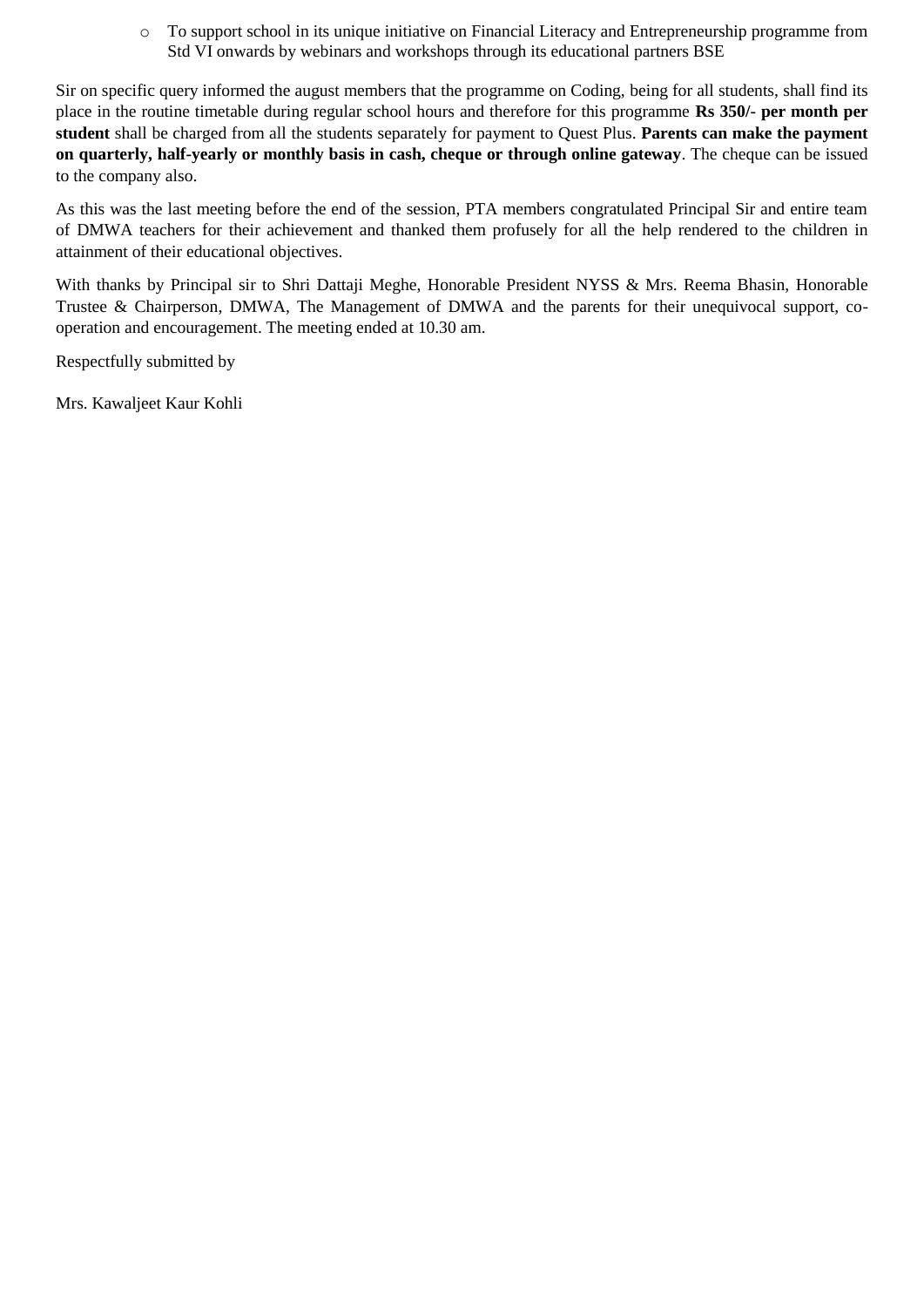- To support school in its unique initiative on Financial Literacy and Entrepreneurship programme from Std VI onwards by webinars and workshops through its educational partners BSE

Sir on specific query informed the august members that the programme on Coding, being for all students, shall find its place in the routine timetable during regular school hours and therefore for this programme **Rs 350/- per month per student** shall be charged from all the students separately for payment to Quest Plus. **Parents can make the payment on quarterly, half-yearly or monthly basis in cash, cheque or through online gateway**. The cheque can be issued to the company also.

As this was the last meeting before the end of the session, PTA members congratulated Principal Sir and entire team of DMWA teachers for their achievement and thanked them profusely for all the help rendered to the children in attainment of their educational objectives.

With thanks by Principal sir to Shri Dattaji Meghe, Honorable President NYSS & Mrs. Reema Bhasin, Honorable Trustee & Chairperson, DMWA, The Management of DMWA and the parents for their unequivocal support, co-operation and encouragement. The meeting ended at 10.30 am.

Respectfully submitted by

Mrs. Kawaljeet Kaur Kohli